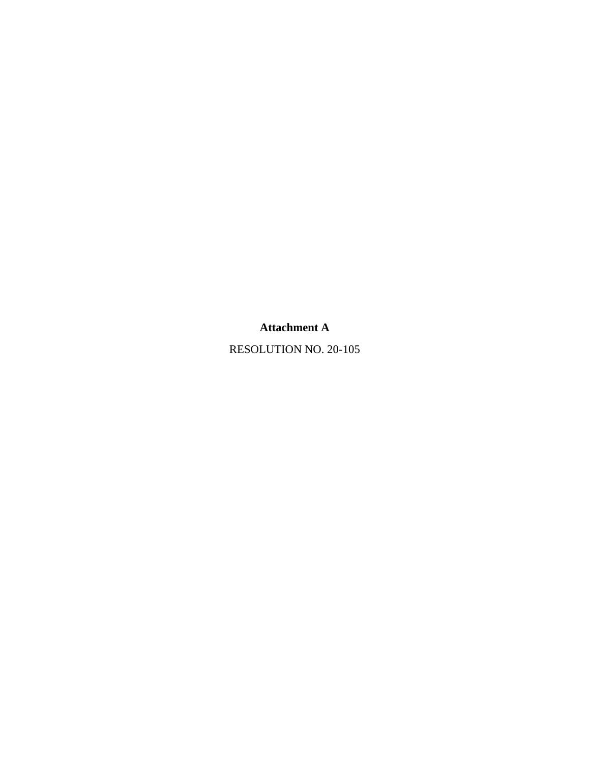**Attachment A**

RESOLUTION NO. 20-105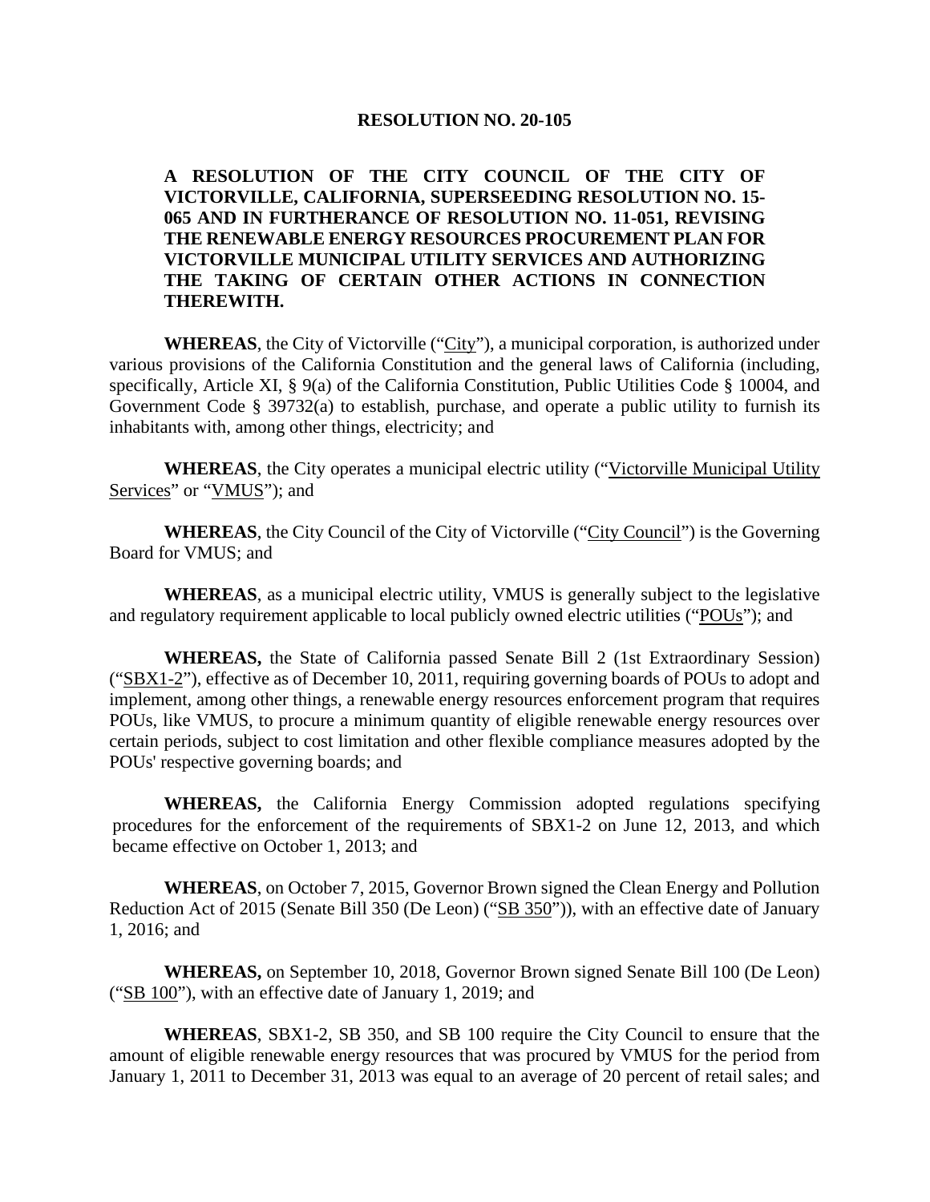**RESOLUTION NO. 20-105**

**A RESOLUTION OF THE CITY COUNCIL OF THE CITY OF VICTORVILLE, CALIFORNIA, SUPERSEDING RESOLUTION NO. 15-065 AND IN FURTHERANCE OF RESOLUTION NO. 11-051, REVISING THE RENEWABLE ENERGY RESOURCES PROCUREMENT PLAN FOR VICTORVILLE MUNICIPAL UTILITY SERVICES AND AUTHORIZING THE TAKING OF CERTAIN OTHER ACTIONS IN CONNECTION THEREWITH.**

**WHEREAS**, the City of Victorville ("City"), a municipal corporation, is authorized under various provisions of the California Constitution and the general laws of California (including, specifically, Article XI, § 9(a) of the California Constitution, Public Utilities Code § 10004, and Government Code § 39732(a) to establish, purchase, and operate a public utility to furnish its inhabitants with, among other things, electricity; and

**WHEREAS**, the City operates a municipal electric utility ("Victorville Municipal Utility Services" or "VMUS"); and

**WHEREAS**, the City Council of the City of Victorville ("City Council") is the Governing Board for VMUS; and

**WHEREAS**, as a municipal electric utility, VMUS is generally subject to the legislative and regulatory requirement applicable to local publicly owned electric utilities ("POUs"); and

**WHEREAS,** the State of California passed Senate Bill 2 (1st Extraordinary Session) ("SBX1-2"), effective as of December 10, 2011, requiring governing boards of POUs to adopt and implement, among other things, a renewable energy resources enforcement program that requires POUs, like VMUS, to procure a minimum quantity of eligible renewable energy resources over certain periods, subject to cost limitation and other flexible compliance measures adopted by the POUs' respective governing boards; and

**WHEREAS,** the California Energy Commission adopted regulations specifying procedures for the enforcement of the requirements of SBX1-2 on June 12, 2013, and which became effective on October 1, 2013; and

**WHEREAS**, on October 7, 2015, Governor Brown signed the Clean Energy and Pollution Reduction Act of 2015 (Senate Bill 350 (De Leon) ("SB 350")), with an effective date of January 1, 2016; and

**WHEREAS,** on September 10, 2018, Governor Brown signed Senate Bill 100 (De Leon) ("SB 100"), with an effective date of January 1, 2019; and

**WHEREAS**, SBX1-2, SB 350, and SB 100 require the City Council to ensure that the amount of eligible renewable energy resources that was procured by VMUS for the period from January 1, 2011 to December 31, 2013 was equal to an average of 20 percent of retail sales; and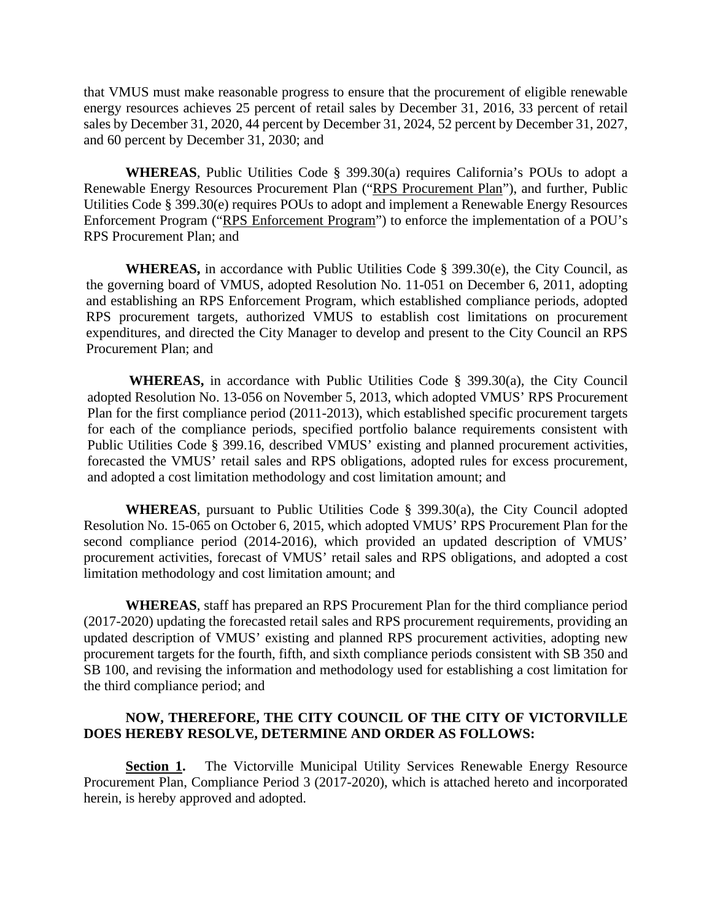that VMUS must make reasonable progress to ensure that the procurement of eligible renewable energy resources achieves 25 percent of retail sales by December 31, 2016, 33 percent of retail sales by December 31, 2020, 44 percent by December 31, 2024, 52 percent by December 31, 2027, and 60 percent by December 31, 2030; and

**WHEREAS**, Public Utilities Code § 399.30(a) requires California's POUs to adopt a Renewable Energy Resources Procurement Plan ("RPS Procurement Plan"), and further, Public Utilities Code § 399.30(e) requires POUs to adopt and implement a Renewable Energy Resources Enforcement Program ("RPS Enforcement Program") to enforce the implementation of a POU's RPS Procurement Plan; and

**WHEREAS,** in accordance with Public Utilities Code § 399.30(e), the City Council, as the governing board of VMUS, adopted Resolution No. 11-051 on December 6, 2011, adopting and establishing an RPS Enforcement Program, which established compliance periods, adopted RPS procurement targets, authorized VMUS to establish cost limitations on procurement expenditures, and directed the City Manager to develop and present to the City Council an RPS Procurement Plan; and

**WHEREAS,** in accordance with Public Utilities Code § 399.30(a), the City Council adopted Resolution No. 13-056 on November 5, 2013, which adopted VMUS' RPS Procurement Plan for the first compliance period (2011-2013), which established specific procurement targets for each of the compliance periods, specified portfolio balance requirements consistent with Public Utilities Code § 399.16, described VMUS' existing and planned procurement activities, forecasted the VMUS' retail sales and RPS obligations, adopted rules for excess procurement, and adopted a cost limitation methodology and cost limitation amount; and

**WHEREAS**, pursuant to Public Utilities Code § 399.30(a), the City Council adopted Resolution No. 15-065 on October 6, 2015, which adopted VMUS' RPS Procurement Plan for the second compliance period (2014-2016), which provided an updated description of VMUS' procurement activities, forecast of VMUS' retail sales and RPS obligations, and adopted a cost limitation methodology and cost limitation amount; and

**WHEREAS**, staff has prepared an RPS Procurement Plan for the third compliance period (2017-2020) updating the forecasted retail sales and RPS procurement requirements, providing an updated description of VMUS' existing and planned RPS procurement activities, adopting new procurement targets for the fourth, fifth, and sixth compliance periods consistent with SB 350 and SB 100, and revising the information and methodology used for establishing a cost limitation for the third compliance period; and

**NOW, THEREFORE, THE CITY COUNCIL OF THE CITY OF VICTORVILLE DOES HEREBY RESOLVE, DETERMINE AND ORDER AS FOLLOWS:**

**Section 1.** The Victorville Municipal Utility Services Renewable Energy Resource Procurement Plan, Compliance Period 3 (2017-2020), which is attached hereto and incorporated herein, is hereby approved and adopted.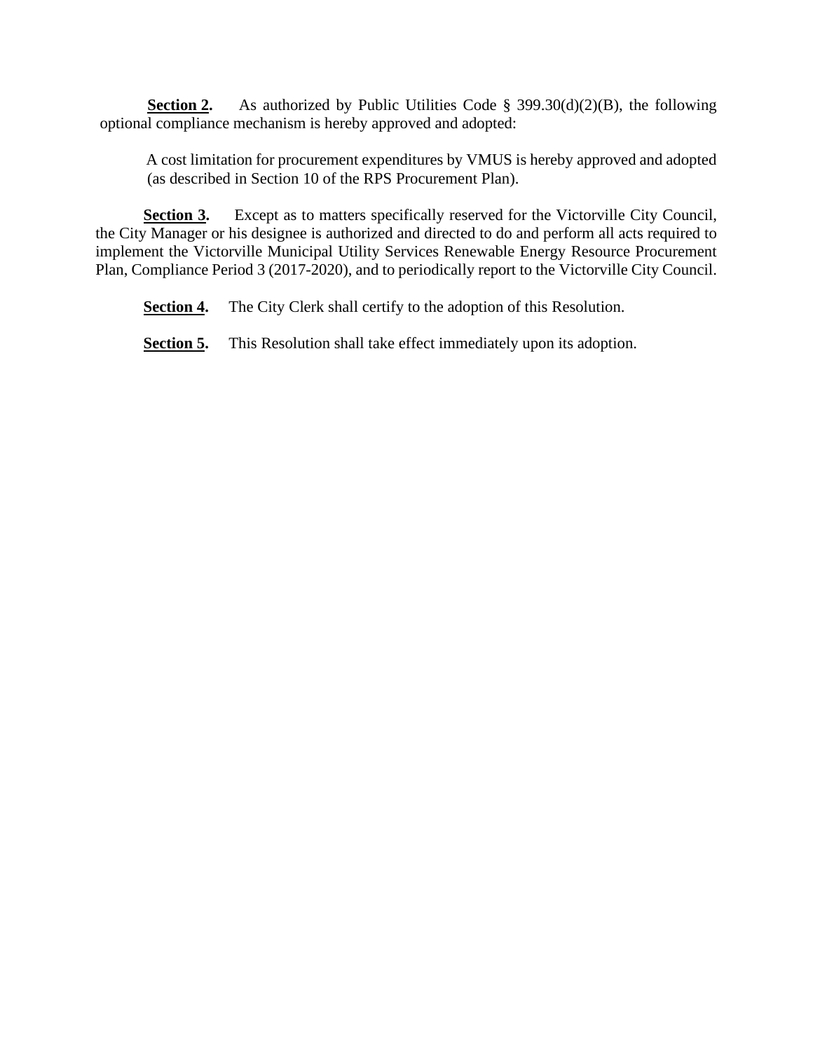**Section 2.** As authorized by Public Utilities Code § 399.30(d)(2)(B), the following optional compliance mechanism is hereby approved and adopted:

> A cost limitation for procurement expenditures by VMUS is hereby approved and adopted (as described in Section 10 of the RPS Procurement Plan).

**Section 3.** Except as to matters specifically reserved for the Victorville City Council, the City Manager or his designee is authorized and directed to do and perform all acts required to implement the Victorville Municipal Utility Services Renewable Energy Resource Procurement Plan, Compliance Period 3 (2017-2020), and to periodically report to the Victorville City Council.

**Section 4.** The City Clerk shall certify to the adoption of this Resolution.

**Section 5.** This Resolution shall take effect immediately upon its adoption.